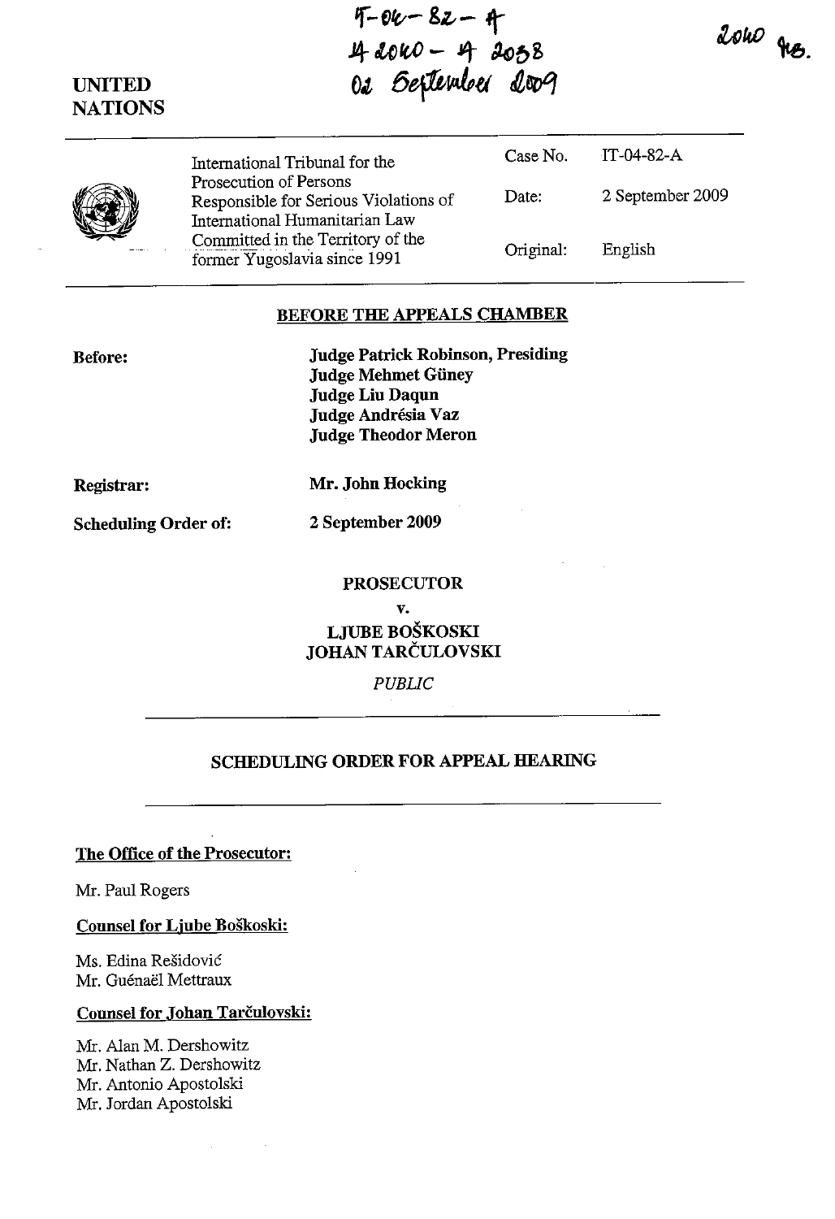IT-04-82-A
A 2040 - A 2038
02 September 2009

2040 TR.

UNITED
NATIONS

| | | |
|---|---|---|
| International Tribunal for the Prosecution of Persons Responsible for Serious Violations of International Humanitarian Law Committed in the Territory of the former Yugoslavia since 1991 | Case No. | IT-04-82-A |
| | Date: | 2 September 2009 |
| | Original: | English |

## BEFORE THE APPEALS CHAMBER

**Before:**

**Judge Patrick Robinson, Presiding**
**Judge Mehmet Güney**
**Judge Liu Daqun**
**Judge Andrésia Vaz**
**Judge Theodor Meron**

**Registrar:** **Mr. John Hocking**

**Scheduling Order of:** **2 September 2009**

**PROSECUTOR**

**v.**

**LJUBE BOŠKOSKI**
**JOHAN TARČULOVSKI**

*PUBLIC*

## SCHEDULING ORDER FOR APPEAL HEARING

**The Office of the Prosecutor:**

Mr. Paul Rogers

**Counsel for Ljube Boškoski:**

Ms. Edina Rešidović
Mr. Guénaël Mettraux

**Counsel for Johan Tarčulovski:**

Mr. Alan M. Dershowitz
Mr. Nathan Z. Dershowitz
Mr. Antonio Apostolski
Mr. Jordan Apostolski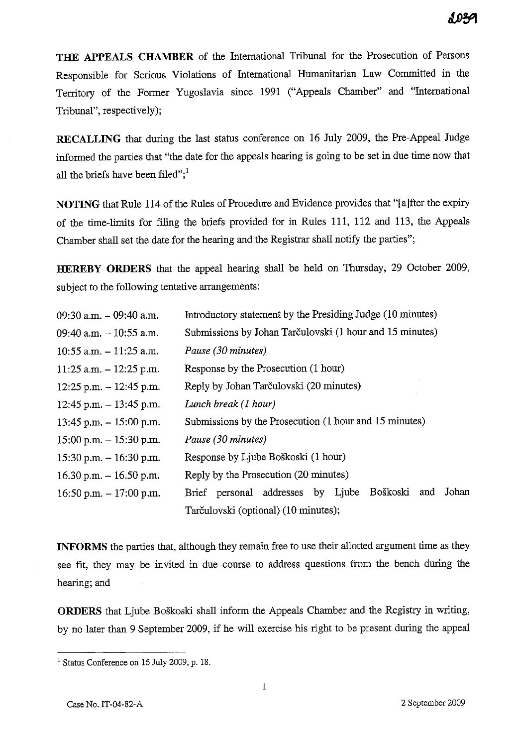**THE APPEALS CHAMBER** of the International Tribunal for the Prosecution of Persons Responsible for Serious Violations of International Humanitarian Law Committed in the Territory of the Former Yugoslavia since 1991 ("Appeals Chamber" and "International Tribunal", respectively);

**RECALLING** that during the last status conference on 16 July 2009, the Pre-Appeal Judge informed the parties that "the date for the appeals hearing is going to be set in due time now that all the briefs have been filed";[1]

**NOTING** that Rule 114 of the Rules of Procedure and Evidence provides that "[a]fter the expiry of the time-limits for filing the briefs provided for in Rules 111, 112 and 113, the Appeals Chamber shall set the date for the hearing and the Registrar shall notify the parties";

**HEREBY ORDERS** that the appeal hearing shall be held on Thursday, 29 October 2009, subject to the following tentative arrangements:

| | |
|---|---|
| 09:30 a.m. – 09:40 a.m. | Introductory statement by the Presiding Judge (10 minutes) |
| 09:40 a.m. – 10:55 a.m. | Submissions by Johan Tarčulovski (1 hour and 15 minutes) |
| 10:55 a.m. – 11:25 a.m. | *Pause (30 minutes)* |
| 11:25 a.m. – 12:25 p.m. | Response by the Prosecution (1 hour) |
| 12:25 p.m. – 12:45 p.m. | Reply by Johan Tarčulovski (20 minutes) |
| 12:45 p.m. – 13:45 p.m. | *Lunch break (1 hour)* |
| 13:45 p.m. – 15:00 p.m. | Submissions by the Prosecution (1 hour and 15 minutes) |
| 15:00 p.m. – 15:30 p.m. | *Pause (30 minutes)* |
| 15:30 p.m. – 16:30 p.m. | Response by Ljube Boškoski (1 hour) |
| 16.30 p.m. – 16.50 p.m. | Reply by the Prosecution (20 minutes) |
| 16:50 p.m. – 17:00 p.m. | Brief personal addresses by Ljube Boškoski and Johan Tarčulovski (optional) (10 minutes); |

**INFORMS** the parties that, although they remain free to use their allotted argument time as they see fit, they may be invited in due course to address questions from the bench during the hearing; and

**ORDERS** that Ljube Boškoski shall inform the Appeals Chamber and the Registry in writing, by no later than 9 September 2009, if he will exercise his right to be present during the appeal

---

[1] Status Conference on 16 July 2009, p. 18.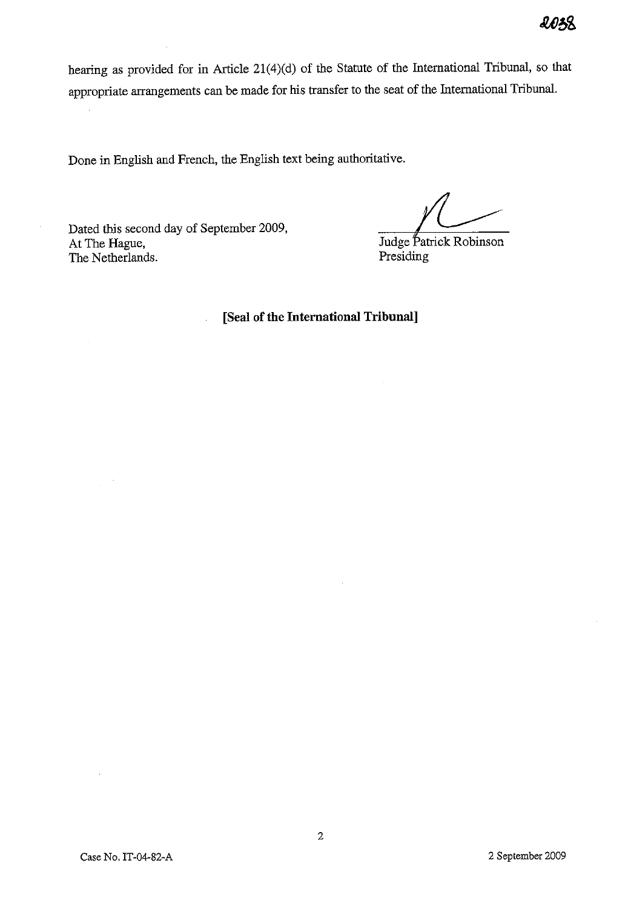hearing as provided for in Article 21(4)(d) of the Statute of the International Tribunal, so that appropriate arrangements can be made for his transfer to the seat of the International Tribunal.

Done in English and French, the English text being authoritative.

Dated this second day of September 2009,
At The Hague,
The Netherlands.

Judge Patrick Robinson
Presiding

**[Seal of the International Tribunal]**